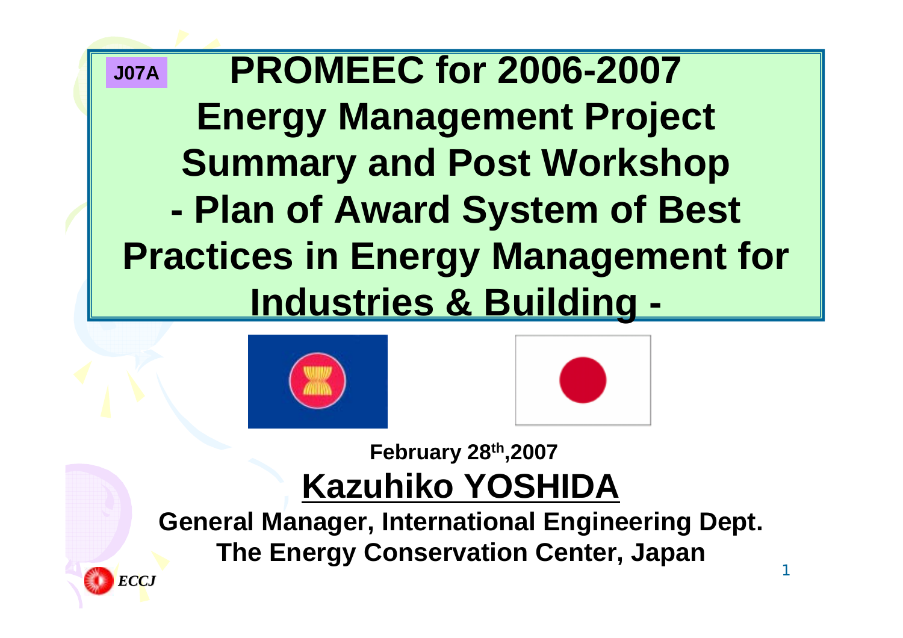J07A

# PROMEEC for 2006-2007 Energy Management Project Summary and Post Workshop - Plan of Award System of Best Practices in Energy Management for Industries & Building -

February 28th,2007

**Kazuhiko YOSHIDA**

**General Manager, International Engineering Dept.**
**The Energy Conservation Center, Japan**

*ECCJ*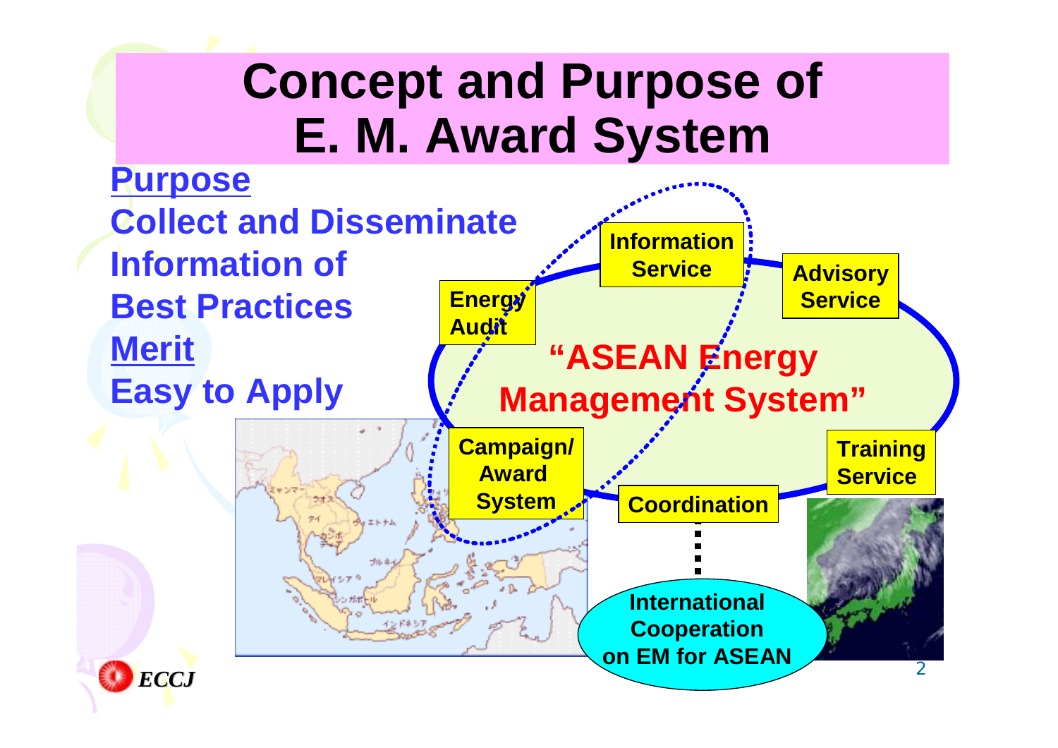# Concept and Purpose of E. M. Award System

**Purpose**

**Collect and Disseminate Information of Best Practices**

**Merit**

**Easy to Apply**

"ASEAN Energy Management System"

- Information Service
- Advisory Service
- Energy Audit
- Campaign/ Award System
- Coordination
- Training Service

International Cooperation on EM for ASEAN

ECCJ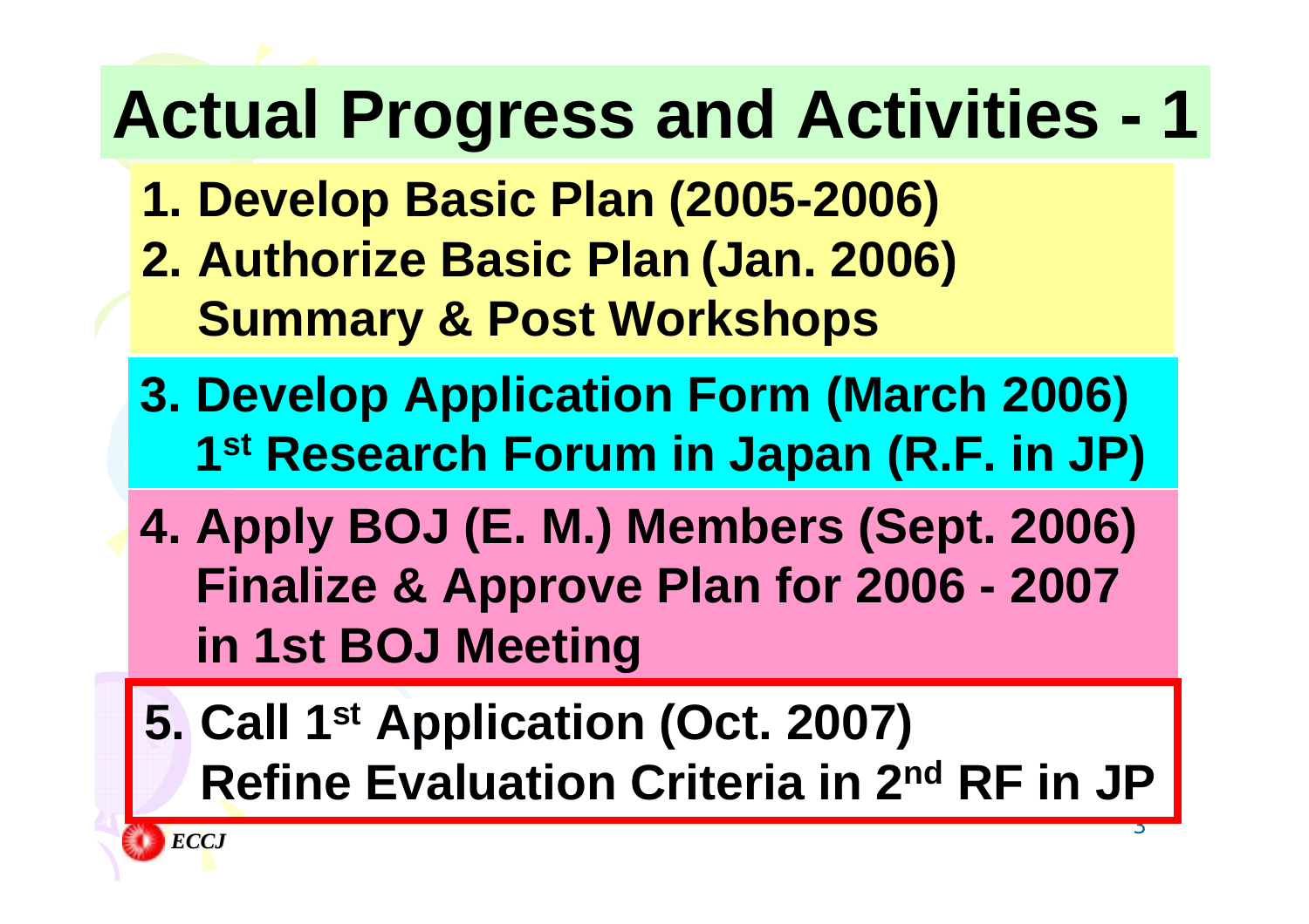# Actual Progress and Activities - 1

1. **Develop Basic Plan (2005-2006)**
2. **Authorize Basic Plan (Jan. 2006)**
   **Summary & Post Workshops**
3. **Develop Application Form (March 2006)**
   **1st Research Forum in Japan (R.F. in JP)**
4. **Apply BOJ (E. M.) Members (Sept. 2006)**
   **Finalize & Approve Plan for 2006 - 2007 in 1st BOJ Meeting**
5. **Call 1st Application (Oct. 2007)**
   **Refine Evaluation Criteria in 2nd RF in JP**

*ECCJ*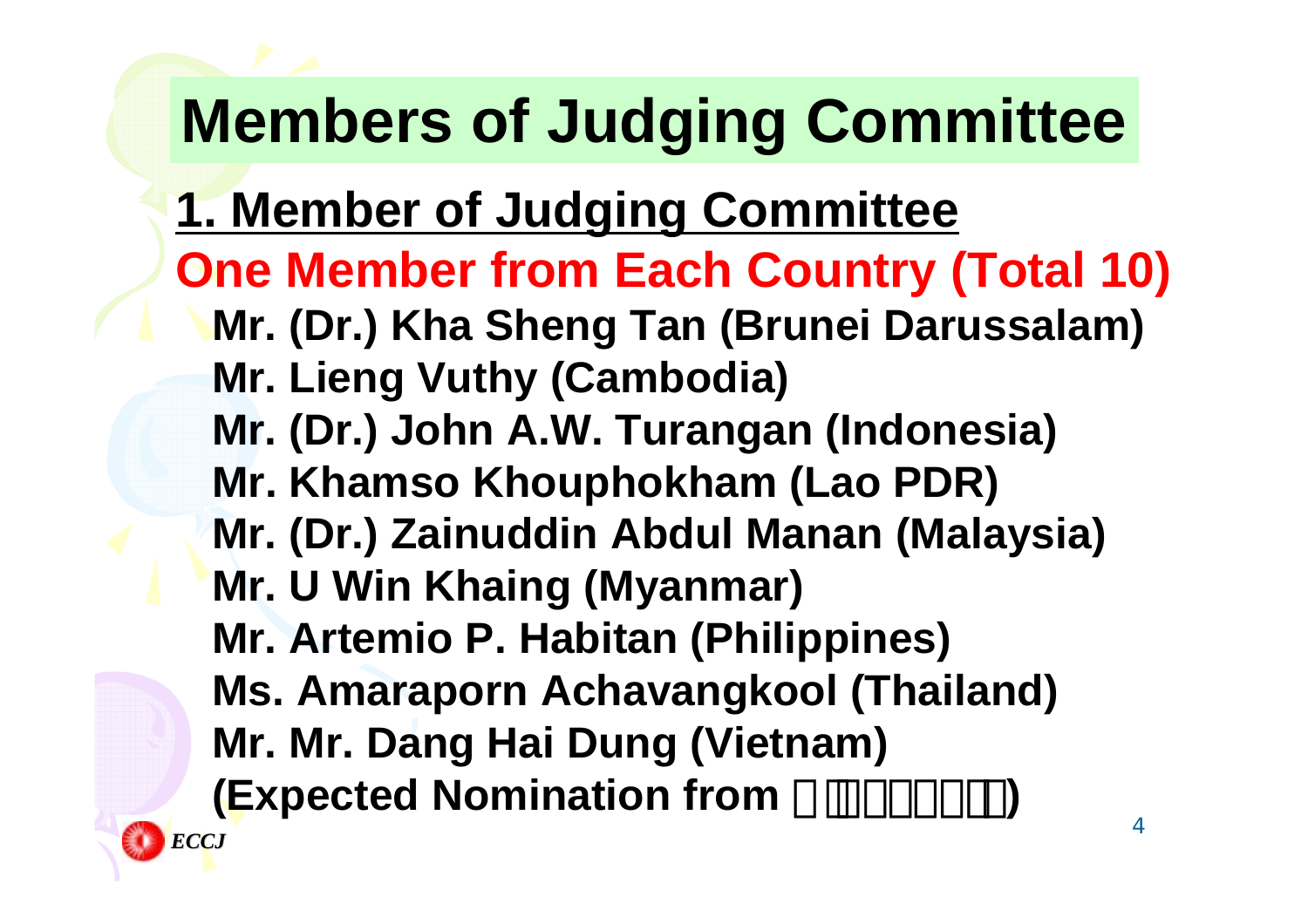# Members of Judging Committee

**1. Member of Judging Committee**

**One Member from Each Country (Total 10)**

- **Mr. (Dr.) Kha Sheng Tan (Brunei Darussalam)**
- **Mr. Lieng Vuthy (Cambodia)**
- **Mr. (Dr.) John A.W. Turangan (Indonesia)**
- **Mr. Khamso Khouphokham (Lao PDR)**
- **Mr. (Dr.) Zainuddin Abdul Manan (Malaysia)**
- **Mr. U Win Khaing (Myanmar)**
- **Mr. Artemio P. Habitan (Philippines)**
- **Ms. Amaraporn Achavangkool (Thailand)**
- **Mr. Mr. Dang Hai Dung (Vietnam)**
- **(Expected Nomination from □□□□□□□□□)**

*ECCJ*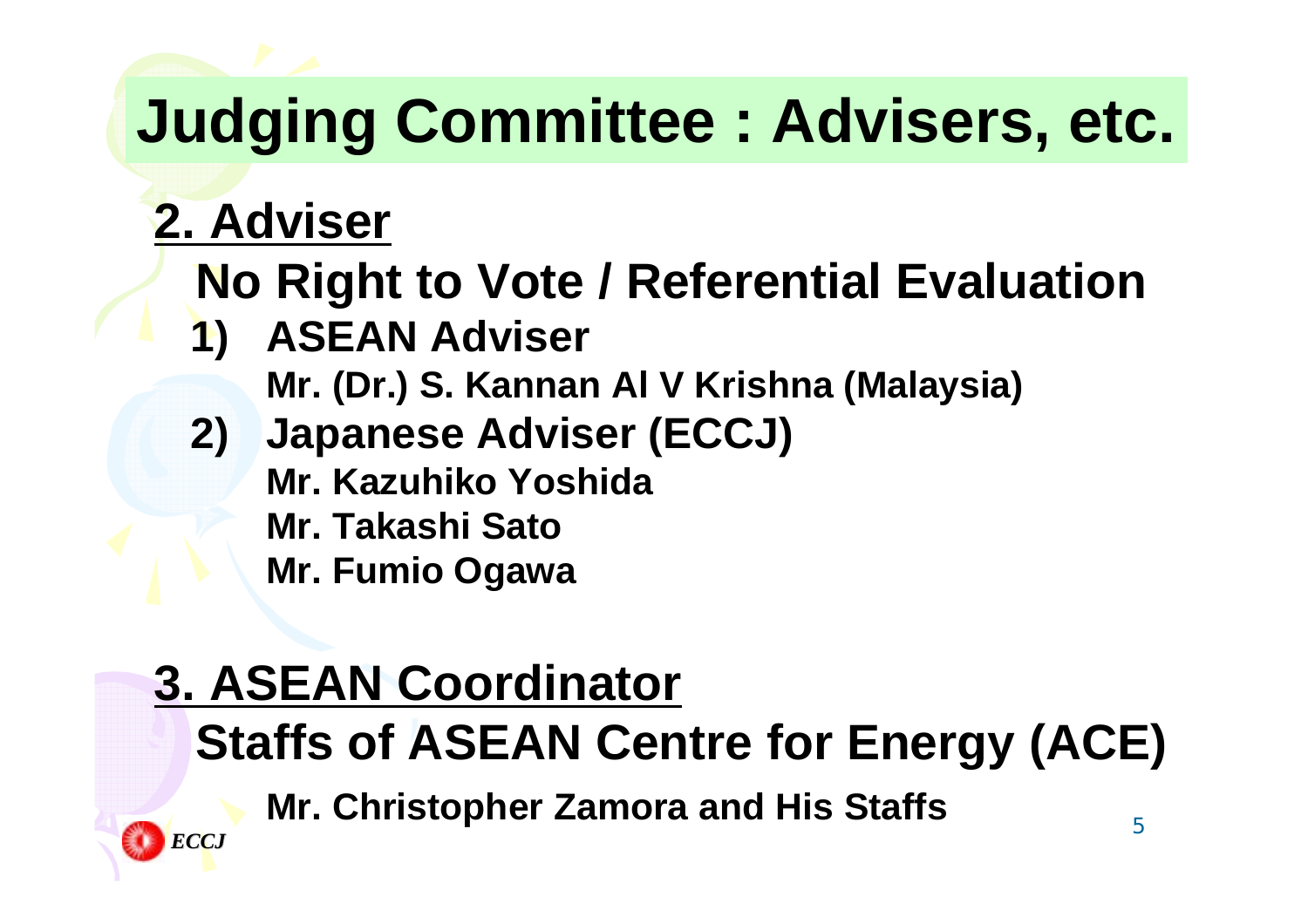# Judging Committee : Advisers, etc.

## 2. Adviser

**No Right to Vote / Referential Evaluation**

1) **ASEAN Adviser**
   **Mr. (Dr.) S. Kannan Al V Krishna (Malaysia)**
2) **Japanese Adviser (ECCJ)**
   **Mr. Kazuhiko Yoshida**
   **Mr. Takashi Sato**
   **Mr. Fumio Ogawa**

## 3. ASEAN Coordinator

**Staffs of ASEAN Centre for Energy (ACE)**

**Mr. Christopher Zamora and His Staffs**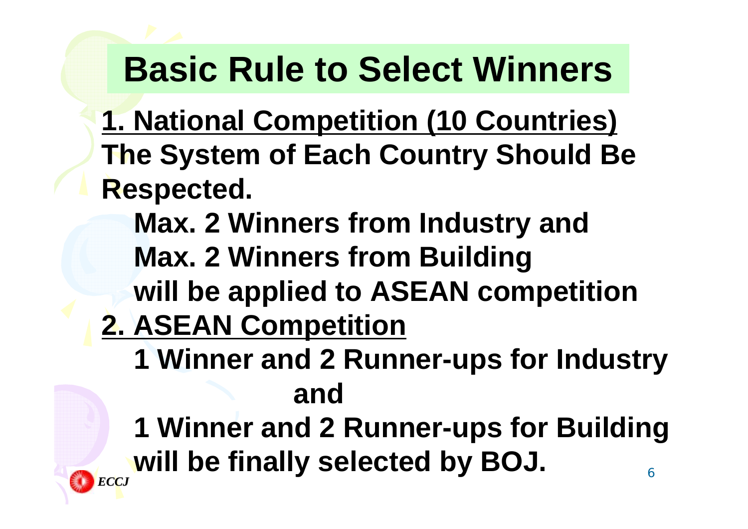# Basic Rule to Select Winners

**1. National Competition (10 Countries)**

**The System of Each Country Should Be Respected.**

**Max. 2 Winners from Industry and**
**Max. 2 Winners from Building**
**will be applied to ASEAN competition**

**2. ASEAN Competition**

**1 Winner and 2 Runner-ups for Industry**

**and**

**1 Winner and 2 Runner-ups for Building**
**will be finally selected by BOJ.**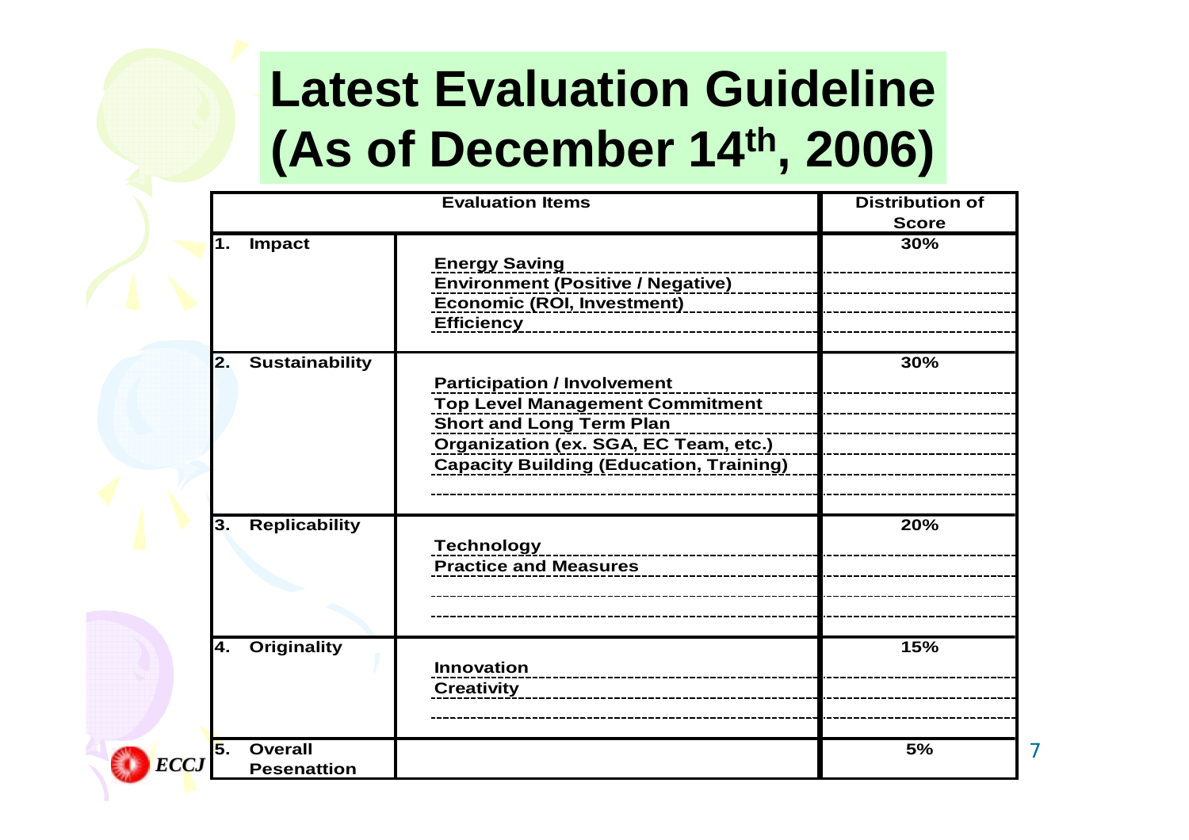# Latest Evaluation Guideline (As of December 14th, 2006)

| Evaluation Items | | Distribution of Score |
|---|---|---|
| 1. Impact | | 30% |
| | Energy Saving | |
| | Environment (Positive / Negative) | |
| | Economic (ROI, Investment) | |
| | Efficiency | |
| 2. Sustainability | | 30% |
| | Participation / Involvement | |
| | Top Level Management Commitment | |
| | Short and Long Term Plan | |
| | Organization (ex. SGA, EC Team, etc.) | |
| | Capacity Building (Education, Training) | |
| 3. Replicability | | 20% |
| | Technology | |
| | Practice and Measures | |
| 4. Originality | | 15% |
| | Innovation | |
| | Creativity | |
| 5. Overall Pesenattion | | 5% |

ECCJ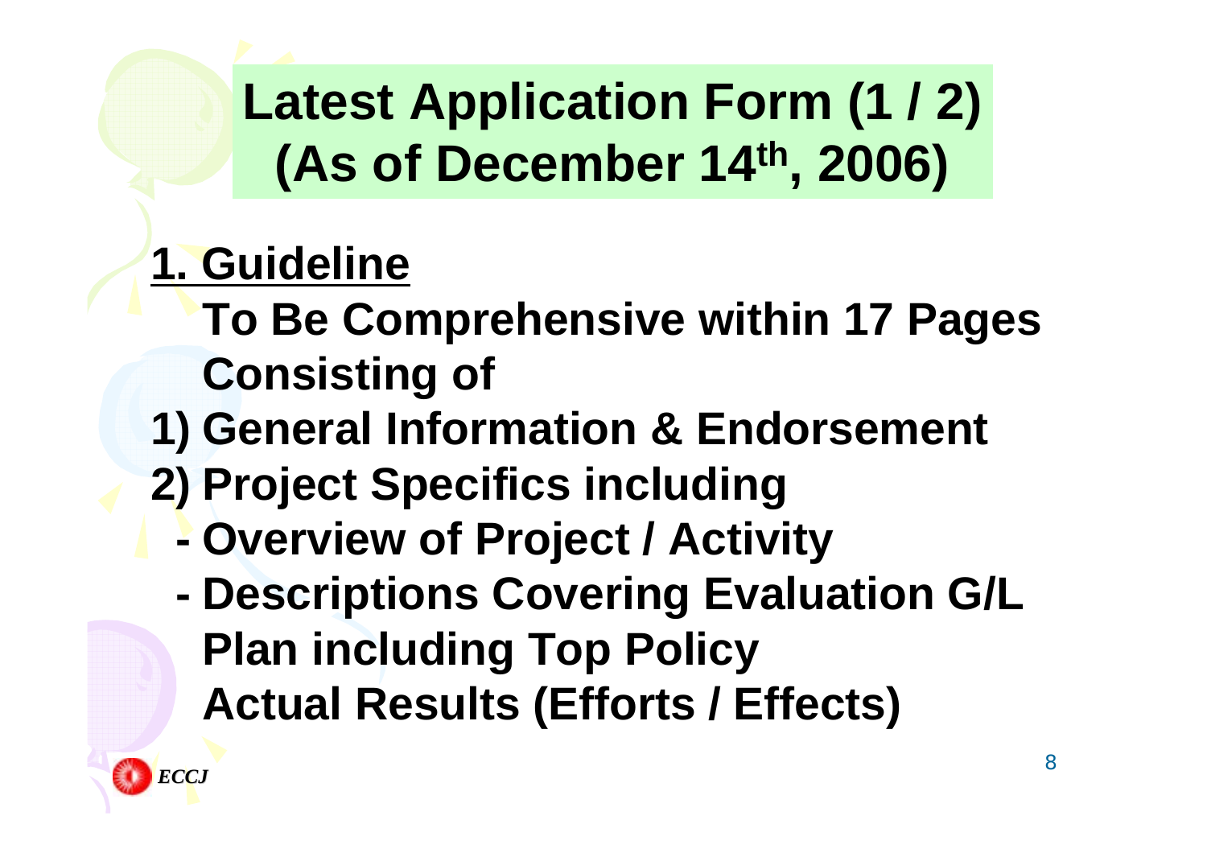# Latest Application Form (1 / 2) (As of December 14th, 2006)

## 1. Guideline

**To Be Comprehensive within 17 Pages Consisting of**

**1) General Information & Endorsement**

**2) Project Specifics including**

- **Overview of Project / Activity**
- **Descriptions Covering Evaluation G/L**
  **Plan including Top Policy**
  **Actual Results (Efforts / Effects)**

ECCJ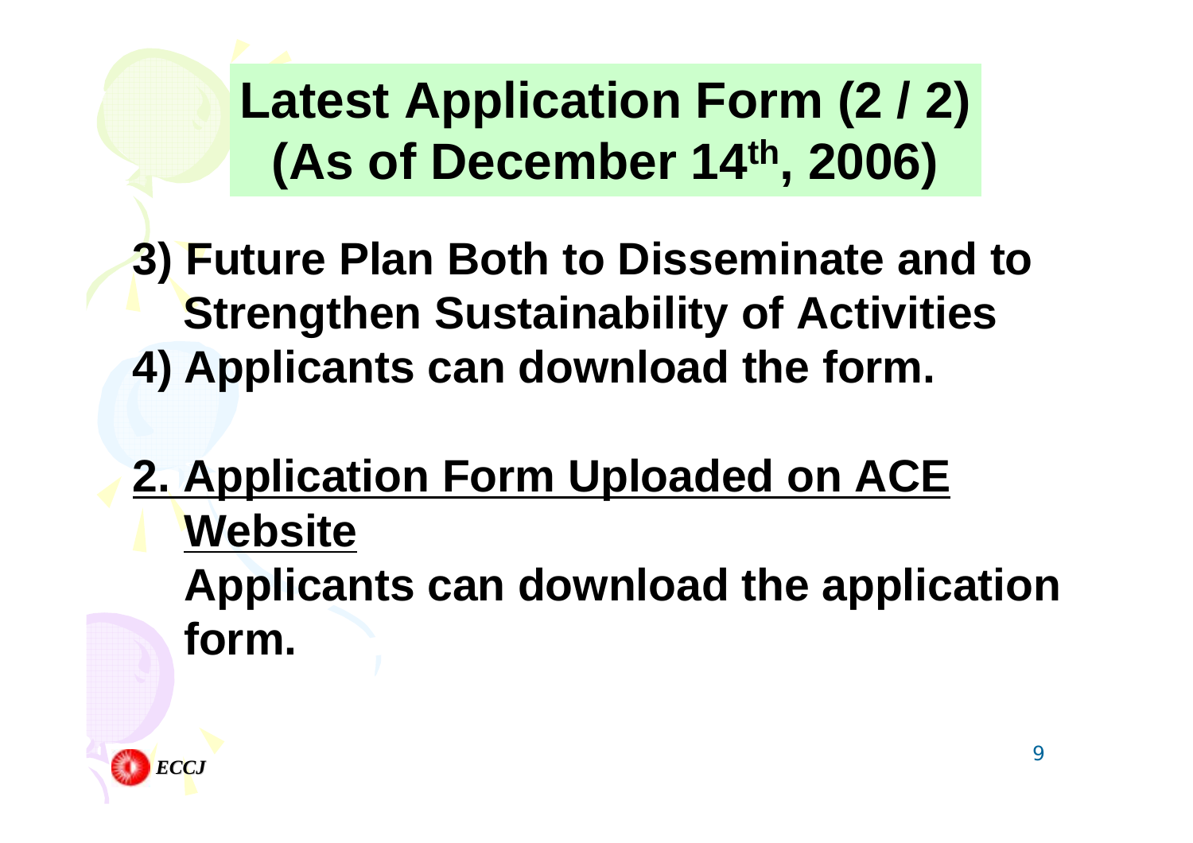# Latest Application Form (2 / 2) (As of December 14th, 2006)

3) Future Plan Both to Disseminate and to Strengthen Sustainability of Activities
4) Applicants can download the form.

**2. Application Form Uploaded on ACE Website**

Applicants can download the application form.

ECCJ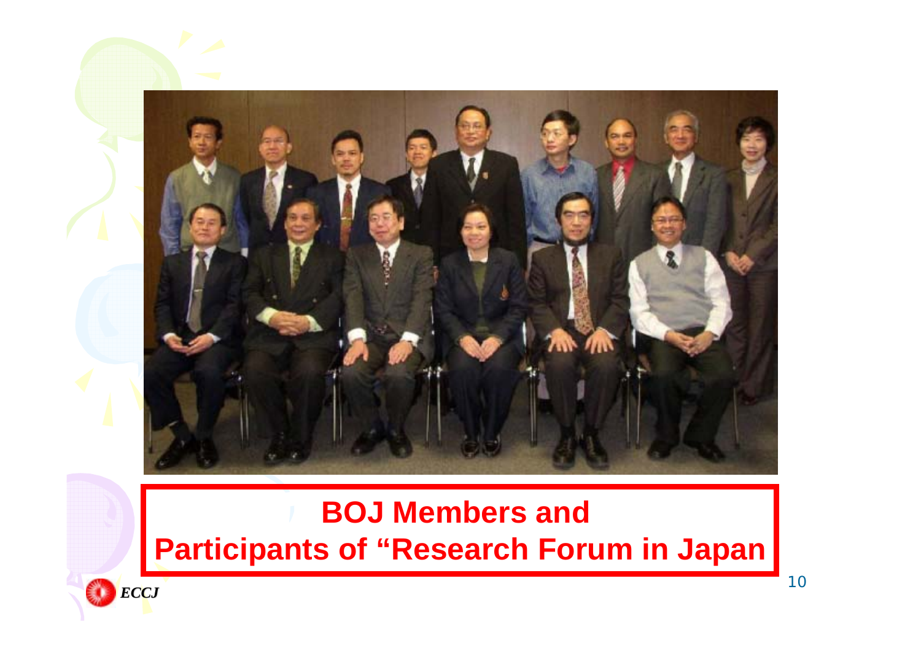**BOJ Members and**
**Participants of "Research Forum in Japan**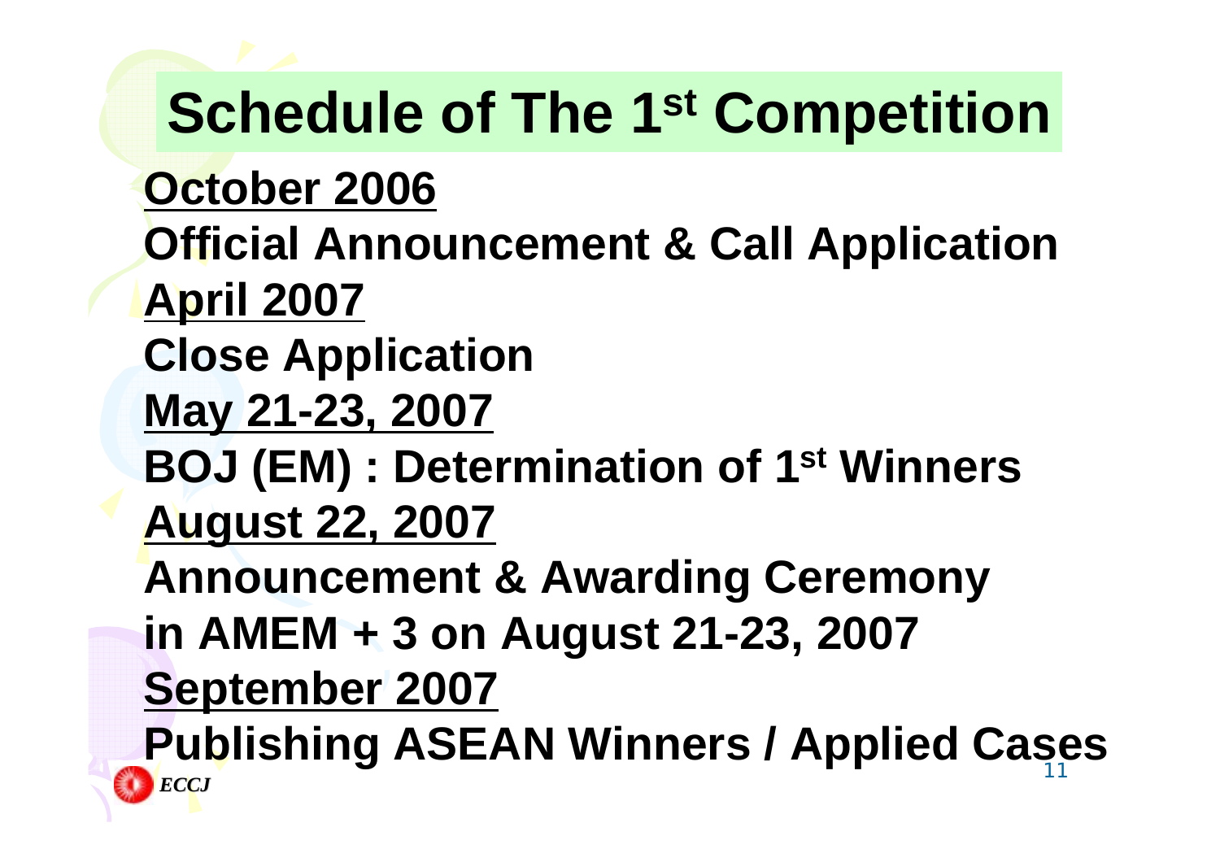# Schedule of The 1st Competition

**October 2006**

**Official Announcement & Call Application**

**April 2007**

**Close Application**

**May 21-23, 2007**

**BOJ (EM) : Determination of 1st Winners**

**August 22, 2007**

**Announcement & Awarding Ceremony in AMEM + 3 on August 21-23, 2007**

**September 2007**

**Publishing ASEAN Winners / Applied Cases**

*ECCJ*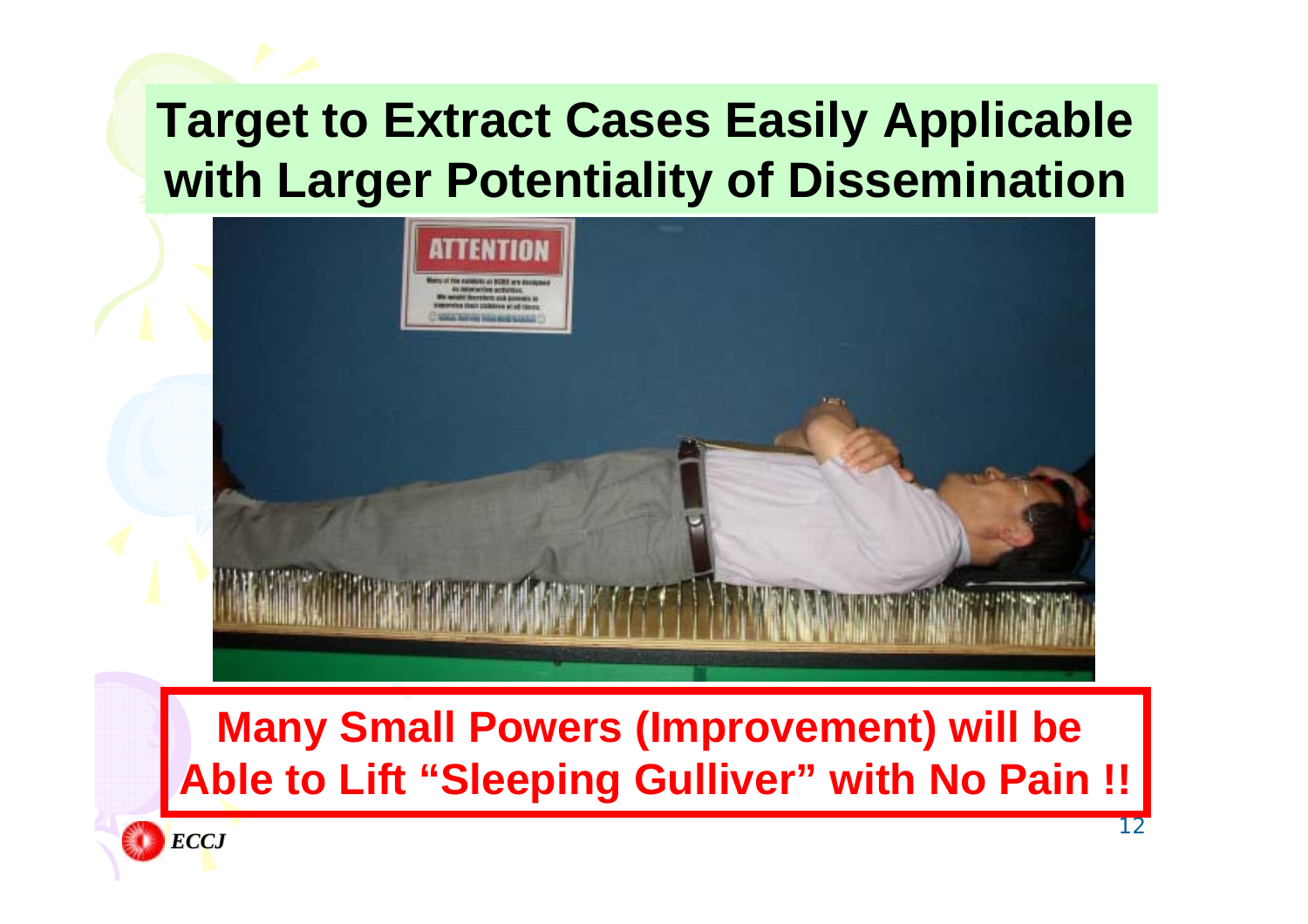# Target to Extract Cases Easily Applicable with Larger Potentiality of Dissemination

**Many Small Powers (Improvement) will be Able to Lift "Sleeping Gulliver" with No Pain !!**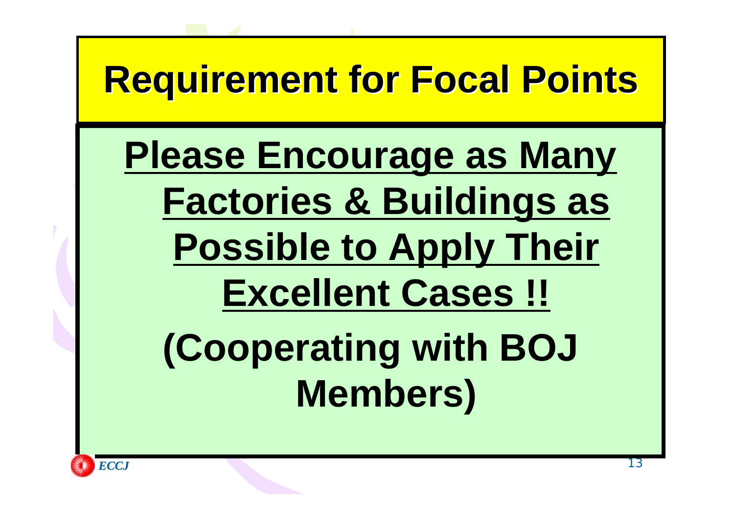# Requirement for Focal Points

**Please Encourage as Many Factories & Buildings as Possible to Apply Their Excellent Cases !!**

**(Cooperating with BOJ Members)**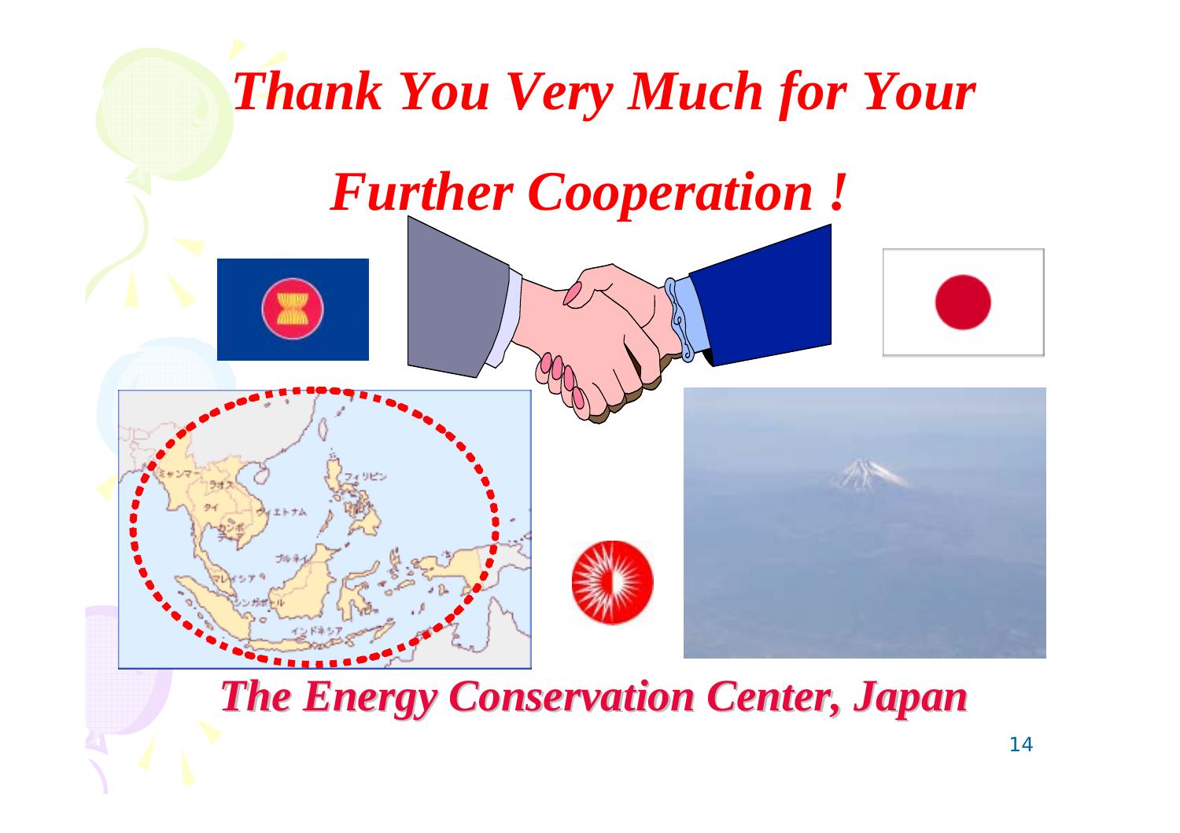# *Thank You Very Much for Your Further Cooperation !*

***The Energy Conservation Center, Japan***